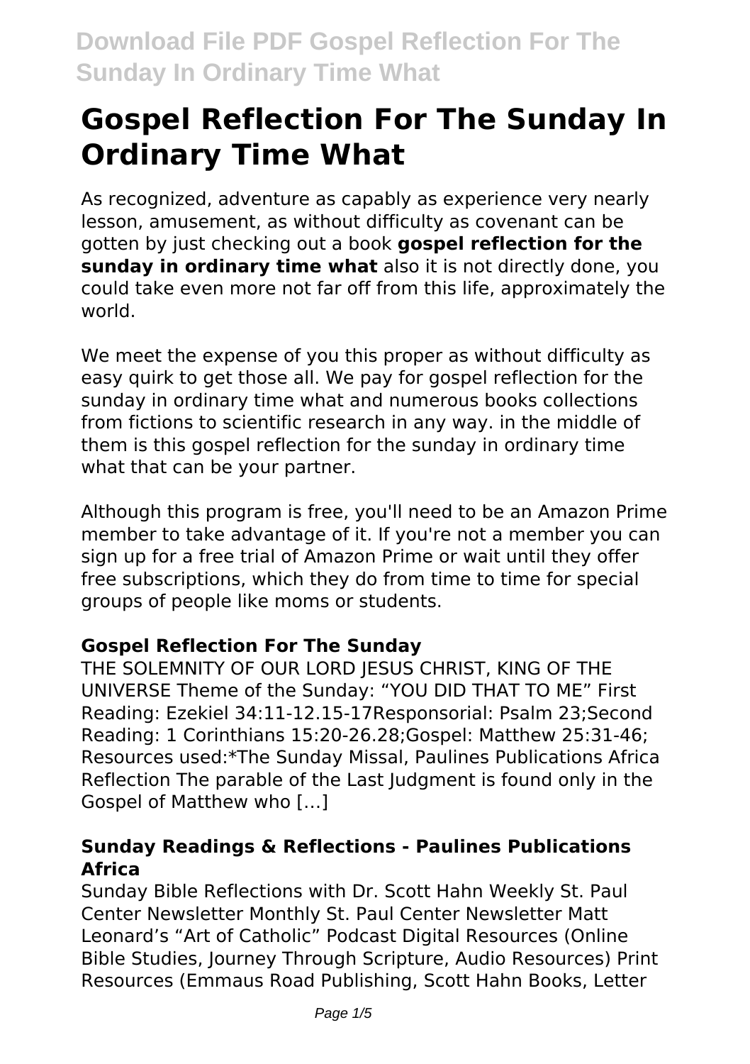# Gospel Reflection For The Sunday In Ordinary Time What

As recognized, adventure as capably as experience very nearly lesson, amusement, as without difficulty as covenant can be gotten by just checking out a book **gospel reflection for the sunday in ordinary time what** also it is not directly done, you could take even more not far off from this life, approximately the world.

We meet the expense of you this proper as without difficulty as easy quirk to get those all. We pay for gospel reflection for the sunday in ordinary time what and numerous books collections from fictions to scientific research in any way. in the middle of them is this gospel reflection for the sunday in ordinary time what that can be your partner.

Although this program is free, you'll need to be an Amazon Prime member to take advantage of it. If you're not a member you can sign up for a free trial of Amazon Prime or wait until they offer free subscriptions, which they do from time to time for special groups of people like moms or students.

### Gospel Reflection For The Sunday

THE SOLEMNITY OF OUR LORD JESUS CHRIST, KING OF THE UNIVERSE Theme of the Sunday: "YOU DID THAT TO ME" First Reading: Ezekiel 34:11-12.15-17Responsorial: Psalm 23;Second Reading: 1 Corinthians 15:20-26.28;Gospel: Matthew 25:31-46; Resources used:*The Sunday Missal, Paulines Publications Africa Reflection The parable of the Last Judgment is found only in the Gospel of Matthew who […]

### Sunday Readings & Reflections - Paulines Publications Africa

Sunday Bible Reflections with Dr. Scott Hahn Weekly St. Paul Center Newsletter Monthly St. Paul Center Newsletter Matt Leonard's "Art of Catholic" Podcast Digital Resources (Online Bible Studies, Journey Through Scripture, Audio Resources) Print Resources (Emmaus Road Publishing, Scott Hahn Books, Letter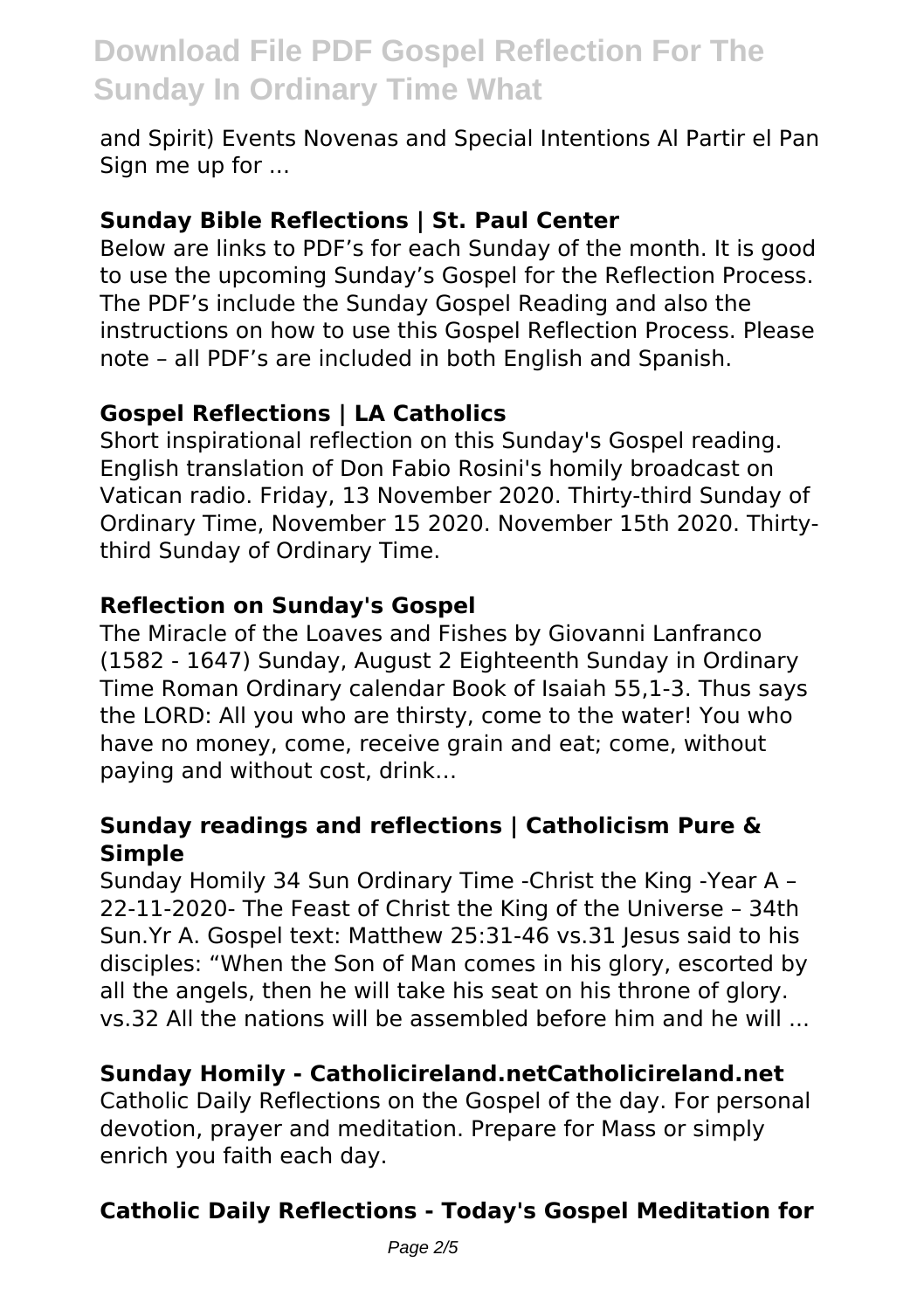and Spirit) Events Novenas and Special Intentions Al Partir el Pan Sign me up for ...

### Sunday Bible Reflections | St. Paul Center

Below are links to PDF's for each Sunday of the month. It is good to use the upcoming Sunday's Gospel for the Reflection Process. The PDF's include the Sunday Gospel Reading and also the instructions on how to use this Gospel Reflection Process. Please note – all PDF's are included in both English and Spanish.

### Gospel Reflections | LA Catholics

Short inspirational reflection on this Sunday's Gospel reading. English translation of Don Fabio Rosini's homily broadcast on Vatican radio. Friday, 13 November 2020. Thirty-third Sunday of Ordinary Time, November 15 2020. November 15th 2020. Thirty-third Sunday of Ordinary Time.

### Reflection on Sunday's Gospel

The Miracle of the Loaves and Fishes by Giovanni Lanfranco (1582 - 1647) Sunday, August 2 Eighteenth Sunday in Ordinary Time Roman Ordinary calendar Book of Isaiah 55,1-3. Thus says the LORD: All you who are thirsty, come to the water! You who have no money, come, receive grain and eat; come, without paying and without cost, drink…

### Sunday readings and reflections | Catholicism Pure & Simple

Sunday Homily 34 Sun Ordinary Time -Christ the King -Year A – 22-11-2020- The Feast of Christ the King of the Universe – 34th Sun.Yr A. Gospel text: Matthew 25:31-46 vs.31 Jesus said to his disciples: "When the Son of Man comes in his glory, escorted by all the angels, then he will take his seat on his throne of glory. vs.32 All the nations will be assembled before him and he will ...

### Sunday Homily - Catholicireland.netCatholicireland.net

Catholic Daily Reflections on the Gospel of the day. For personal devotion, prayer and meditation. Prepare for Mass or simply enrich you faith each day.

### Catholic Daily Reflections - Today's Gospel Meditation for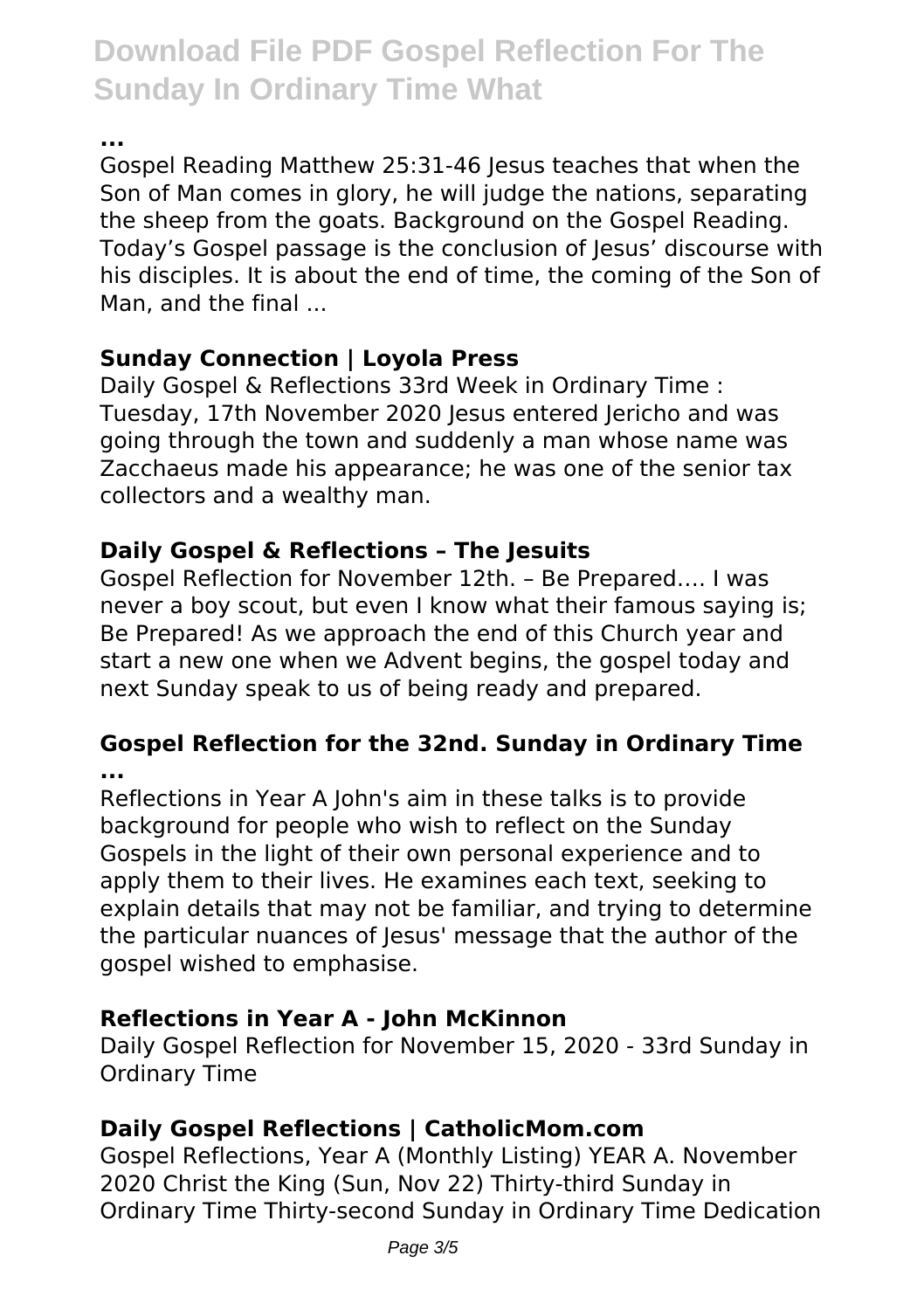**...**

Gospel Reading Matthew 25:31-46 Jesus teaches that when the Son of Man comes in glory, he will judge the nations, separating the sheep from the goats. Background on the Gospel Reading. Today's Gospel passage is the conclusion of Jesus' discourse with his disciples. It is about the end of time, the coming of the Son of Man, and the final ...

### Sunday Connection | Loyola Press

Daily Gospel & Reflections 33rd Week in Ordinary Time : Tuesday, 17th November 2020 Jesus entered Jericho and was going through the town and suddenly a man whose name was Zacchaeus made his appearance; he was one of the senior tax collectors and a wealthy man.

### Daily Gospel & Reflections – The Jesuits

Gospel Reflection for November 12th. – Be Prepared…. I was never a boy scout, but even I know what their famous saying is; Be Prepared! As we approach the end of this Church year and start a new one when we Advent begins, the gospel today and next Sunday speak to us of being ready and prepared.

### Gospel Reflection for the 32nd. Sunday in Ordinary Time ...

Reflections in Year A John's aim in these talks is to provide background for people who wish to reflect on the Sunday Gospels in the light of their own personal experience and to apply them to their lives. He examines each text, seeking to explain details that may not be familiar, and trying to determine the particular nuances of Jesus' message that the author of the gospel wished to emphasise.

### Reflections in Year A - John McKinnon

Daily Gospel Reflection for November 15, 2020 - 33rd Sunday in Ordinary Time

### Daily Gospel Reflections | CatholicMom.com

Gospel Reflections, Year A (Monthly Listing) YEAR A. November 2020 Christ the King (Sun, Nov 22) Thirty-third Sunday in Ordinary Time Thirty-second Sunday in Ordinary Time Dedication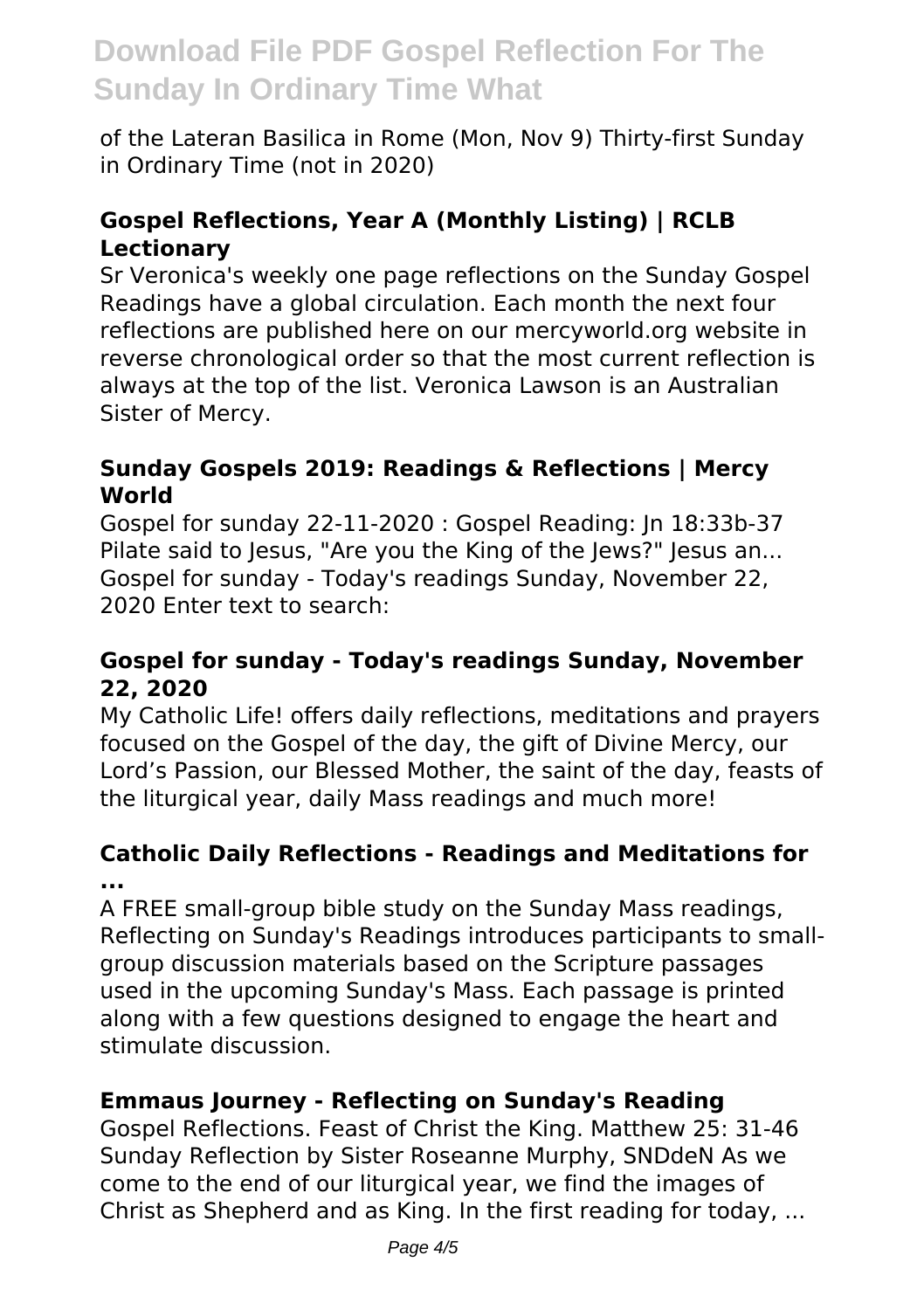of the Lateran Basilica in Rome (Mon, Nov 9) Thirty-first Sunday in Ordinary Time (not in 2020)

### Gospel Reflections, Year A (Monthly Listing) | RCLB Lectionary

Sr Veronica's weekly one page reflections on the Sunday Gospel Readings have a global circulation. Each month the next four reflections are published here on our mercyworld.org website in reverse chronological order so that the most current reflection is always at the top of the list. Veronica Lawson is an Australian Sister of Mercy.

### Sunday Gospels 2019: Readings & Reflections | Mercy World

Gospel for sunday 22-11-2020 : Gospel Reading: Jn 18:33b-37 Pilate said to Jesus, "Are you the King of the Jews?" Jesus an... Gospel for sunday - Today's readings Sunday, November 22, 2020 Enter text to search:

### Gospel for sunday - Today's readings Sunday, November 22, 2020

My Catholic Life! offers daily reflections, meditations and prayers focused on the Gospel of the day, the gift of Divine Mercy, our Lord's Passion, our Blessed Mother, the saint of the day, feasts of the liturgical year, daily Mass readings and much more!

### Catholic Daily Reflections - Readings and Meditations for ...

A FREE small-group bible study on the Sunday Mass readings, Reflecting on Sunday's Readings introduces participants to small-group discussion materials based on the Scripture passages used in the upcoming Sunday's Mass. Each passage is printed along with a few questions designed to engage the heart and stimulate discussion.

### Emmaus Journey - Reflecting on Sunday's Reading

Gospel Reflections. Feast of Christ the King. Matthew 25: 31-46 Sunday Reflection by Sister Roseanne Murphy, SNDdeN As we come to the end of our liturgical year, we find the images of Christ as Shepherd and as King. In the first reading for today, ...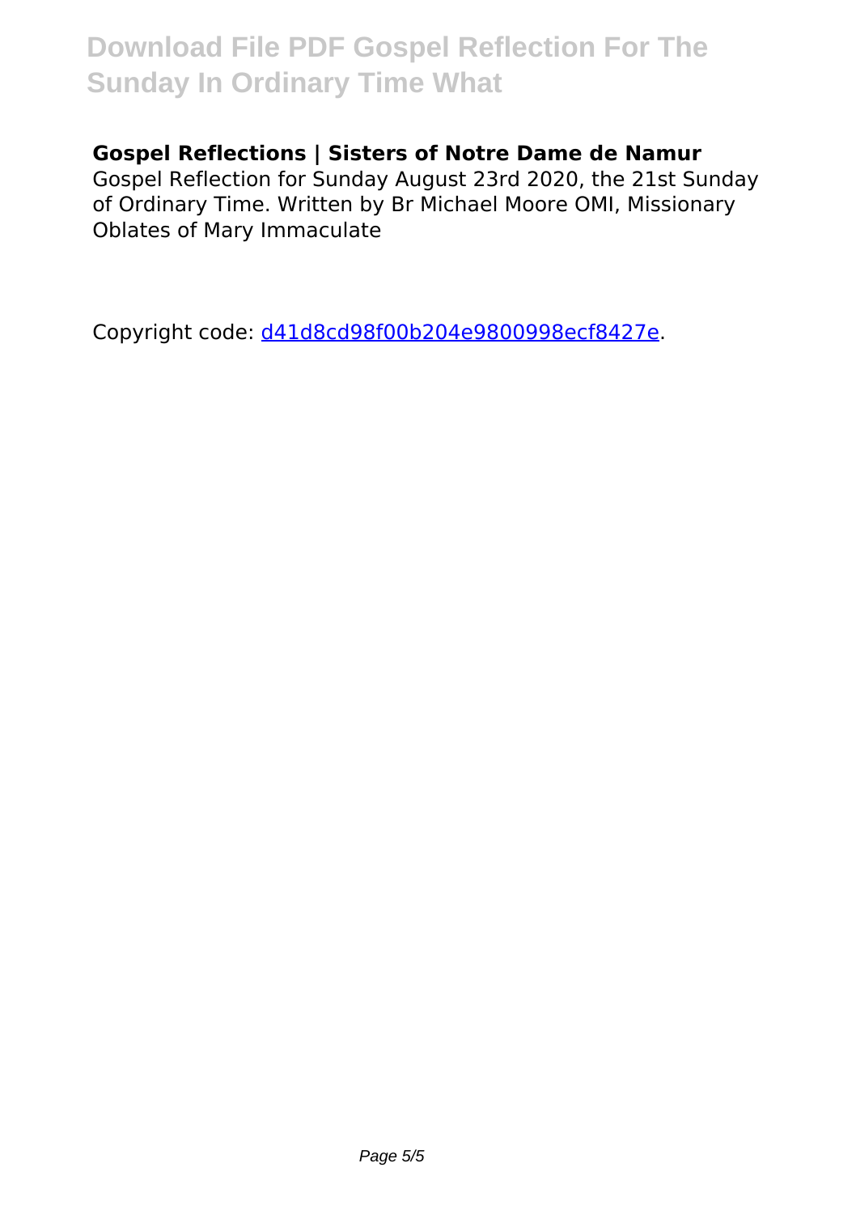**Gospel Reflections | Sisters of Notre Dame de Namur**
Gospel Reflection for Sunday August 23rd 2020, the 21st Sunday of Ordinary Time. Written by Br Michael Moore OMI, Missionary Oblates of Mary Immaculate

Copyright code: d41d8cd98f00b204e9800998ecf8427e.